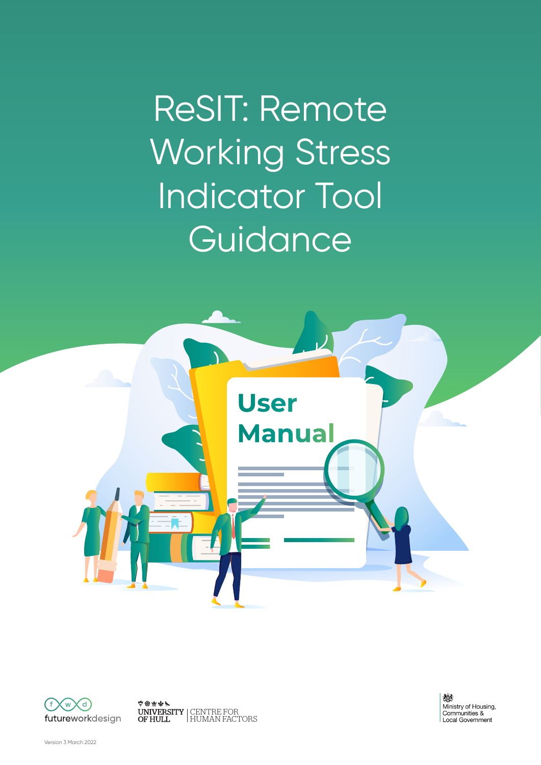# ReSIT: Remote Working Stress Indicator Tool Guidance

User Manual

futureworkdesign

UNIVERSITY OF HULL | CENTRE FOR HUMAN FACTORS

Ministry of Housing, Communities & Local Government

Version 3 March 2022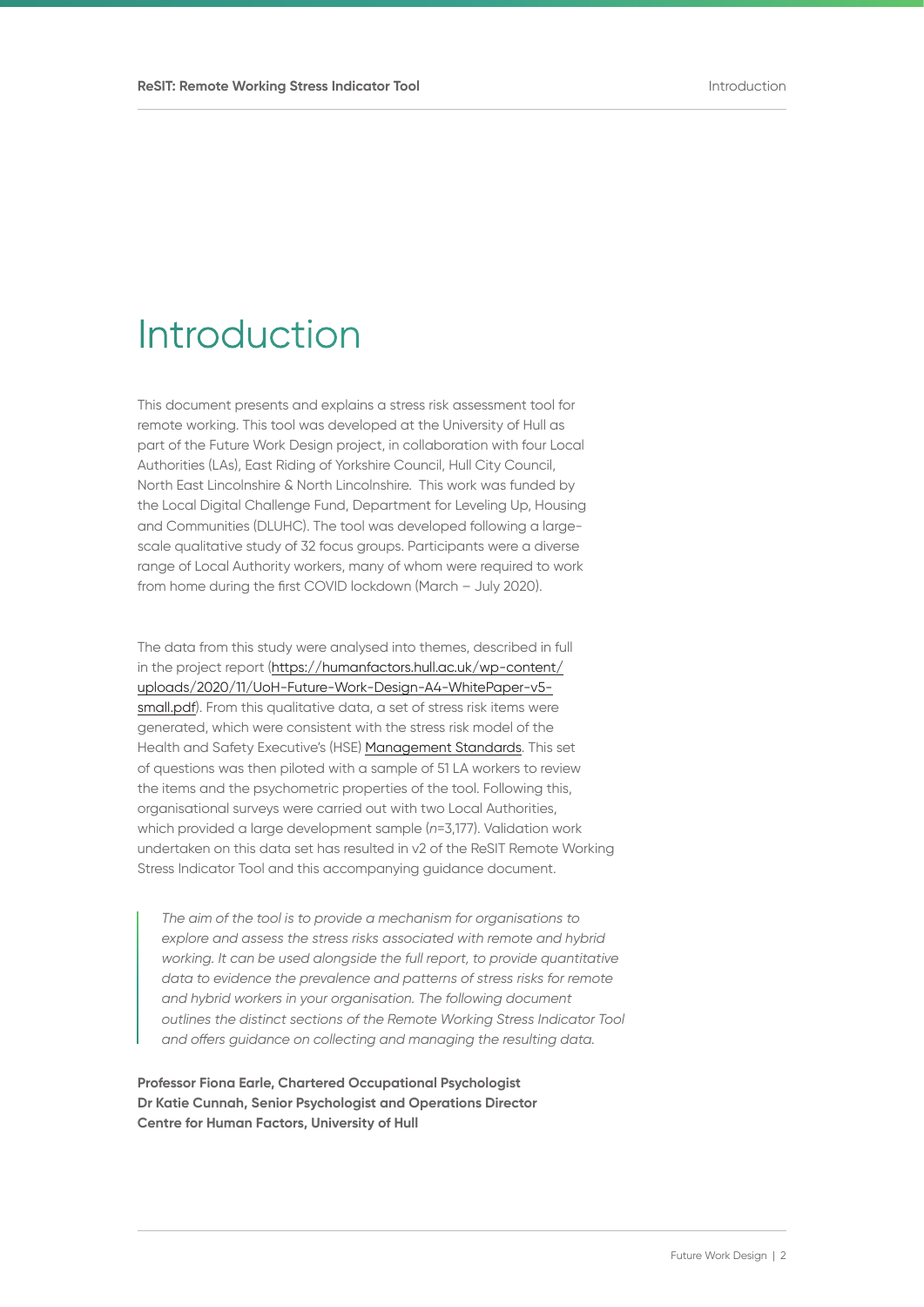# Introduction

This document presents and explains a stress risk assessment tool for remote working. This tool was developed at the University of Hull as part of the Future Work Design project, in collaboration with four Local Authorities (LAs), East Riding of Yorkshire Council, Hull City Council, North East Lincolnshire & North Lincolnshire. This work was funded by the Local Digital Challenge Fund, Department for Leveling Up, Housing and Communities (DLUHC). The tool was developed following a large-scale qualitative study of 32 focus groups. Participants were a diverse range of Local Authority workers, many of whom were required to work from home during the first COVID lockdown (March – July 2020).

The data from this study were analysed into themes, described in full in the project report (https://humanfactors.hull.ac.uk/wp-content/uploads/2020/11/UoH-Future-Work-Design-A4-WhitePaper-v5-small.pdf). From this qualitative data, a set of stress risk items were generated, which were consistent with the stress risk model of the Health and Safety Executive's (HSE) Management Standards. This set of questions was then piloted with a sample of 51 LA workers to review the items and the psychometric properties of the tool. Following this, organisational surveys were carried out with two Local Authorities, which provided a large development sample (*n*=3,177). Validation work undertaken on this data set has resulted in v2 of the ReSIT Remote Working Stress Indicator Tool and this accompanying guidance document.

> *The aim of the tool is to provide a mechanism for organisations to explore and assess the stress risks associated with remote and hybrid working. It can be used alongside the full report, to provide quantitative data to evidence the prevalence and patterns of stress risks for remote and hybrid workers in your organisation. The following document outlines the distinct sections of the Remote Working Stress Indicator Tool and offers guidance on collecting and managing the resulting data.*

**Professor Fiona Earle, Chartered Occupational Psychologist**
**Dr Katie Cunnah, Senior Psychologist and Operations Director**
**Centre for Human Factors, University of Hull**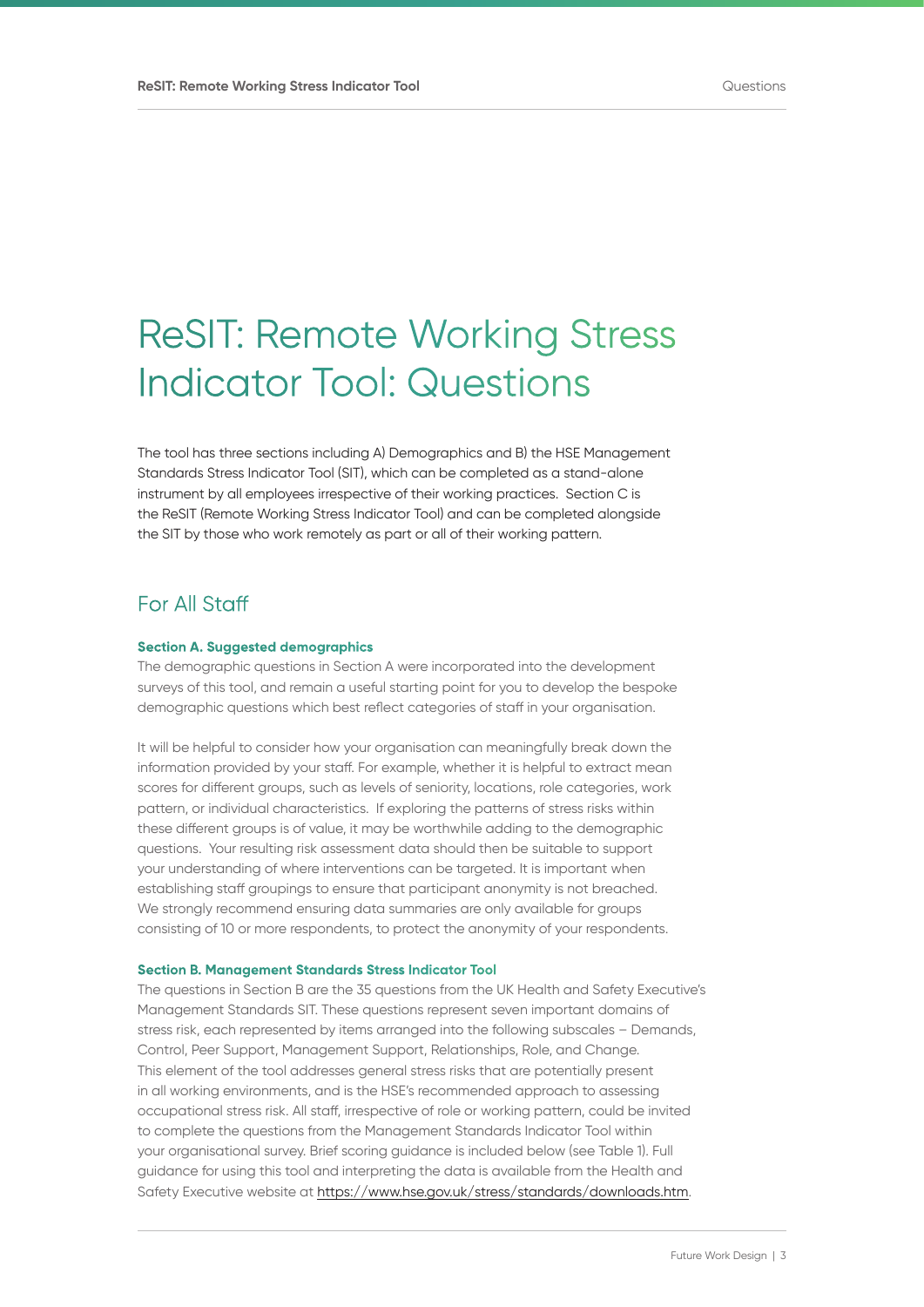# ReSIT: Remote Working Stress Indicator Tool: Questions

The tool has three sections including A) Demographics and B) the HSE Management Standards Stress Indicator Tool (SIT), which can be completed as a stand-alone instrument by all employees irrespective of their working practices. Section C is the ReSIT (Remote Working Stress Indicator Tool) and can be completed alongside the SIT by those who work remotely as part or all of their working pattern.

## For All Staff

#### Section A. Suggested demographics

The demographic questions in Section A were incorporated into the development surveys of this tool, and remain a useful starting point for you to develop the bespoke demographic questions which best reflect categories of staff in your organisation.

It will be helpful to consider how your organisation can meaningfully break down the information provided by your staff. For example, whether it is helpful to extract mean scores for different groups, such as levels of seniority, locations, role categories, work pattern, or individual characteristics. If exploring the patterns of stress risks within these different groups is of value, it may be worthwhile adding to the demographic questions. Your resulting risk assessment data should then be suitable to support your understanding of where interventions can be targeted. It is important when establishing staff groupings to ensure that participant anonymity is not breached. We strongly recommend ensuring data summaries are only available for groups consisting of 10 or more respondents, to protect the anonymity of your respondents.

#### Section B. Management Standards Stress Indicator Tool

The questions in Section B are the 35 questions from the UK Health and Safety Executive's Management Standards SIT. These questions represent seven important domains of stress risk, each represented by items arranged into the following subscales – Demands, Control, Peer Support, Management Support, Relationships, Role, and Change. This element of the tool addresses general stress risks that are potentially present in all working environments, and is the HSE's recommended approach to assessing occupational stress risk. All staff, irrespective of role or working pattern, could be invited to complete the questions from the Management Standards Indicator Tool within your organisational survey. Brief scoring guidance is included below (see Table 1). Full guidance for using this tool and interpreting the data is available from the Health and Safety Executive website at https://www.hse.gov.uk/stress/standards/downloads.htm.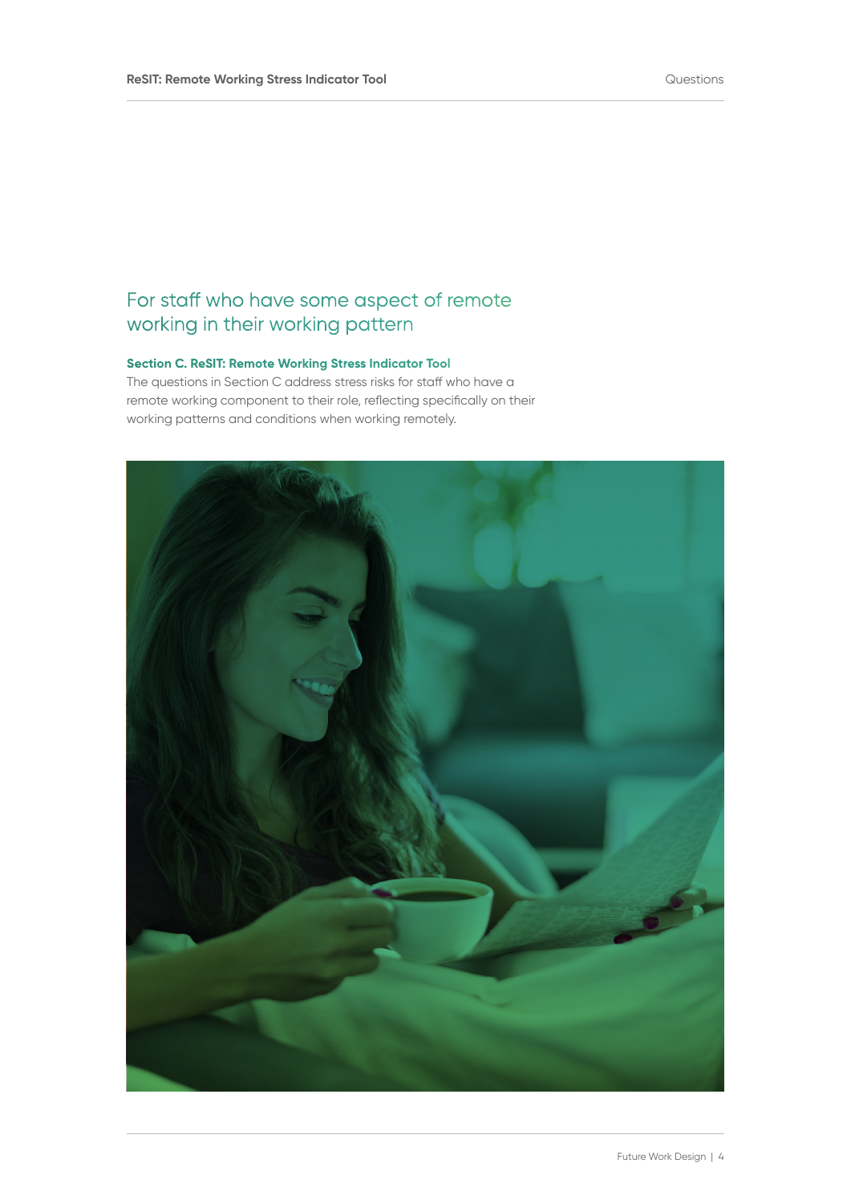## For staff who have some aspect of remote working in their working pattern

**Section C. ReSIT: Remote Working Stress Indicator Tool**

The questions in Section C address stress risks for staff who have a remote working component to their role, reflecting specifically on their working patterns and conditions when working remotely.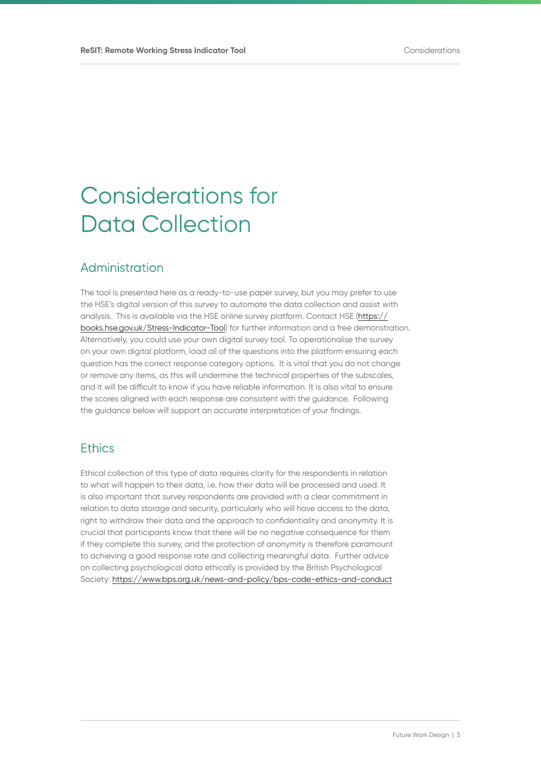# Considerations for Data Collection

## Administration

The tool is presented here as a ready-to-use paper survey, but you may prefer to use the HSE's digital version of this survey to automate the data collection and assist with analysis. This is available via the HSE online survey platform. Contact HSE (https://books.hse.gov.uk/Stress-Indicator-Tool) for further information and a free demonstration. Alternatively, you could use your own digital survey tool. To operationalise the survey on your own digital platform, load all of the questions into the platform ensuring each question has the correct response category options. It is vital that you do not change or remove any items, as this will undermine the technical properties of the subscales, and it will be difficult to know if you have reliable information. It is also vital to ensure the scores aligned with each response are consistent with the guidance. Following the guidance below will support an accurate interpretation of your findings.

## Ethics

Ethical collection of this type of data requires clarity for the respondents in relation to what will happen to their data, i.e. how their data will be processed and used. It is also important that survey respondents are provided with a clear commitment in relation to data storage and security, particularly who will have access to the data, right to withdraw their data and the approach to confidentiality and anonymity. It is crucial that participants know that there will be no negative consequence for them if they complete this survey, and the protection of anonymity is therefore paramount to achieving a good response rate and collecting meaningful data. Further advice on collecting psychological data ethically is provided by the British Psychological Society: https://www.bps.org.uk/news-and-policy/bps-code-ethics-and-conduct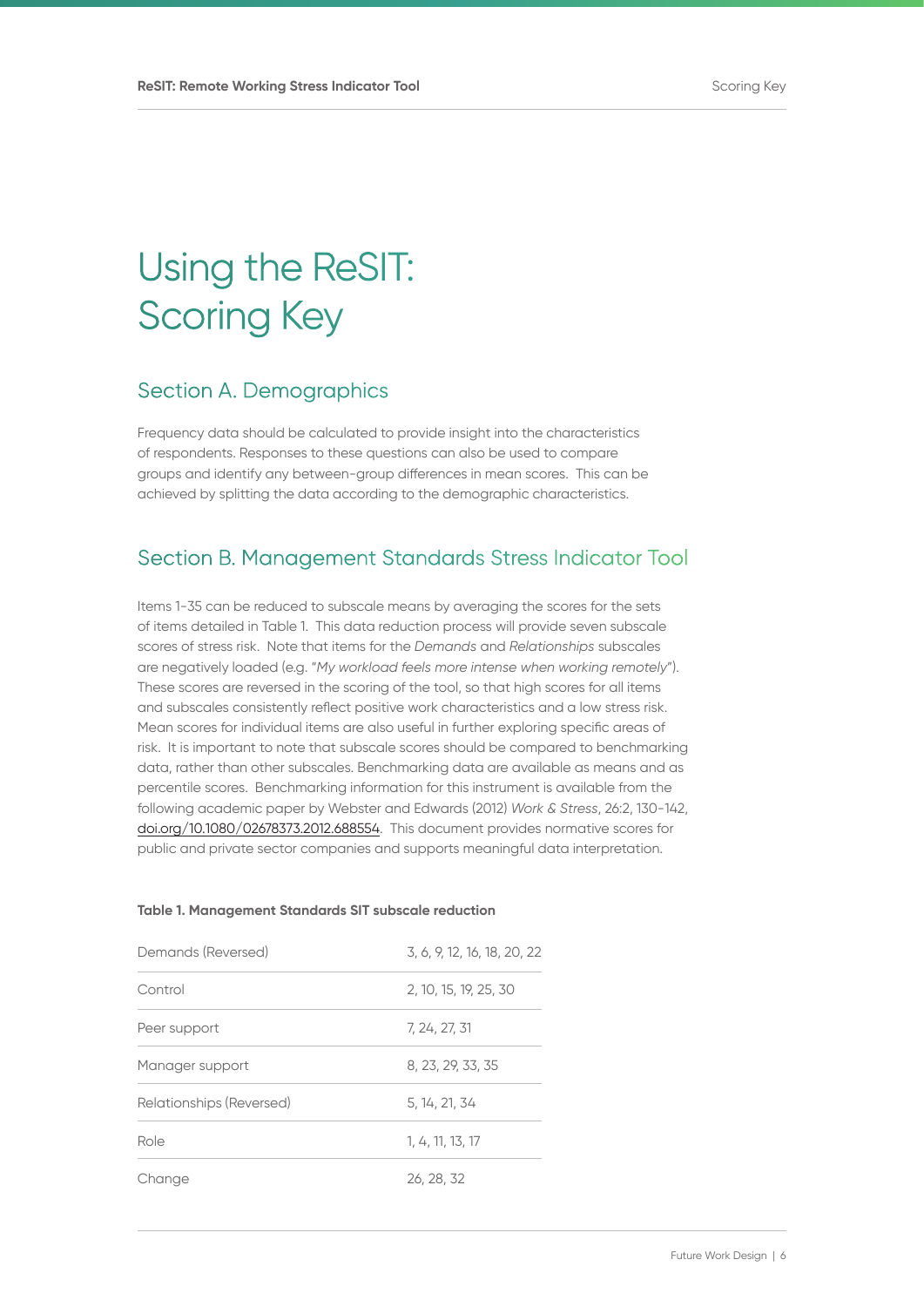# Using the ReSIT: Scoring Key

## Section A. Demographics

Frequency data should be calculated to provide insight into the characteristics of respondents. Responses to these questions can also be used to compare groups and identify any between-group differences in mean scores. This can be achieved by splitting the data according to the demographic characteristics.

## Section B. Management Standards Stress Indicator Tool

Items 1-35 can be reduced to subscale means by averaging the scores for the sets of items detailed in Table 1. This data reduction process will provide seven subscale scores of stress risk. Note that items for the *Demands* and *Relationships* subscales are negatively loaded (e.g. "*My workload feels more intense when working remotely*"). These scores are reversed in the scoring of the tool, so that high scores for all items and subscales consistently reflect positive work characteristics and a low stress risk. Mean scores for individual items are also useful in further exploring specific areas of risk. It is important to note that subscale scores should be compared to benchmarking data, rather than other subscales. Benchmarking data are available as means and as percentile scores. Benchmarking information for this instrument is available from the following academic paper by Webster and Edwards (2012) *Work & Stress*, 26:2, 130-142, doi.org/10.1080/02678373.2012.688554. This document provides normative scores for public and private sector companies and supports meaningful data interpretation.

**Table 1. Management Standards SIT subscale reduction**

| Subscale | Items |
|---|---|
| Demands (Reversed) | 3, 6, 9, 12, 16, 18, 20, 22 |
| Control | 2, 10, 15, 19, 25, 30 |
| Peer support | 7, 24, 27, 31 |
| Manager support | 8, 23, 29, 33, 35 |
| Relationships (Reversed) | 5, 14, 21, 34 |
| Role | 1, 4, 11, 13, 17 |
| Change | 26, 28, 32 |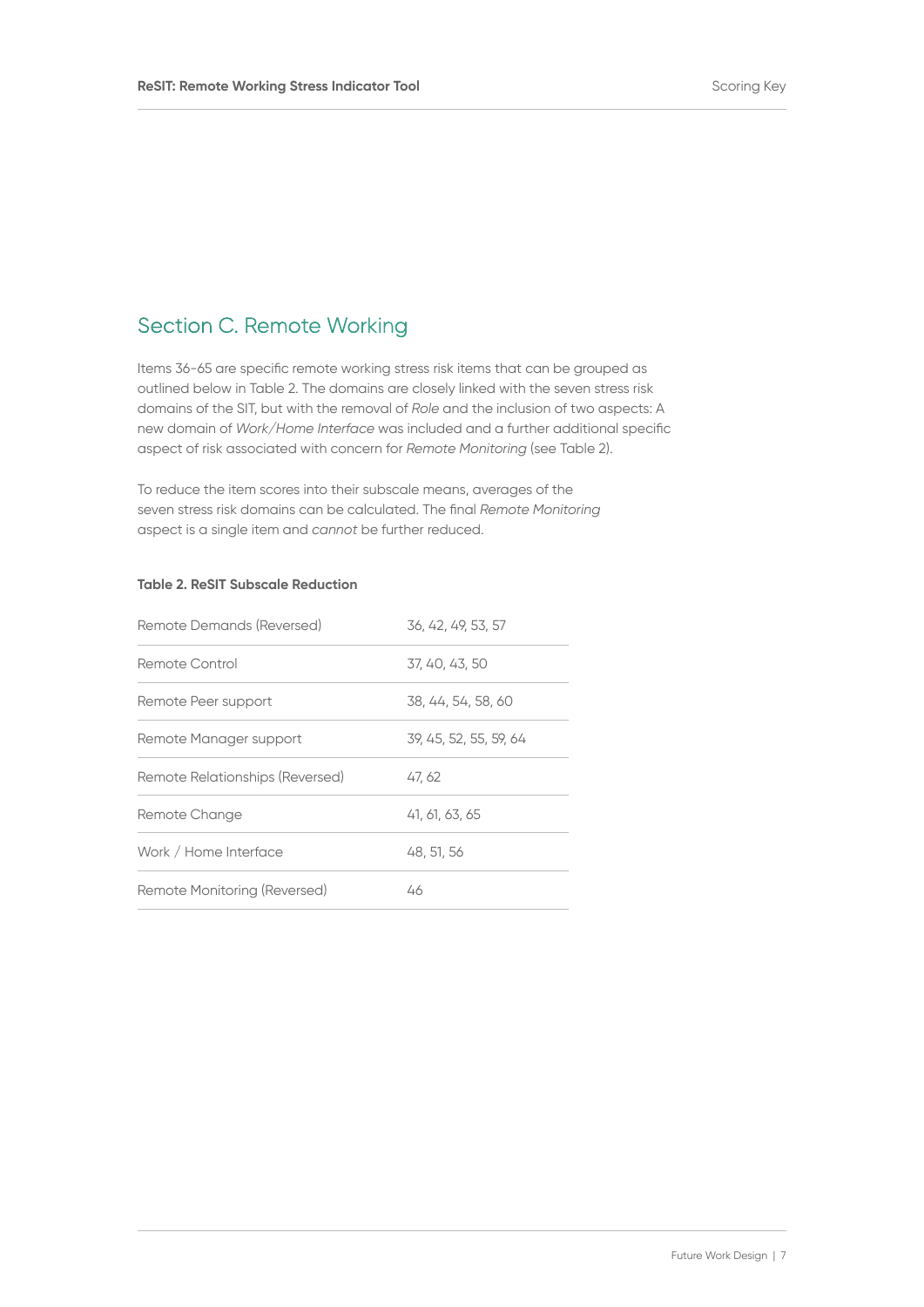## Section C. Remote Working

Items 36-65 are specific remote working stress risk items that can be grouped as outlined below in Table 2. The domains are closely linked with the seven stress risk domains of the SIT, but with the removal of *Role* and the inclusion of two aspects: A new domain of *Work/Home Interface* was included and a further additional specific aspect of risk associated with concern for *Remote Monitoring* (see Table 2).

To reduce the item scores into their subscale means, averages of the seven stress risk domains can be calculated. The final *Remote Monitoring* aspect is a single item and *cannot* be further reduced.

**Table 2. ReSIT Subscale Reduction**

| | |
|---|---|
| Remote Demands (Reversed) | 36, 42, 49, 53, 57 |
| Remote Control | 37, 40, 43, 50 |
| Remote Peer support | 38, 44, 54, 58, 60 |
| Remote Manager support | 39, 45, 52, 55, 59, 64 |
| Remote Relationships (Reversed) | 47, 62 |
| Remote Change | 41, 61, 63, 65 |
| Work / Home Interface | 48, 51, 56 |
| Remote Monitoring (Reversed) | 46 |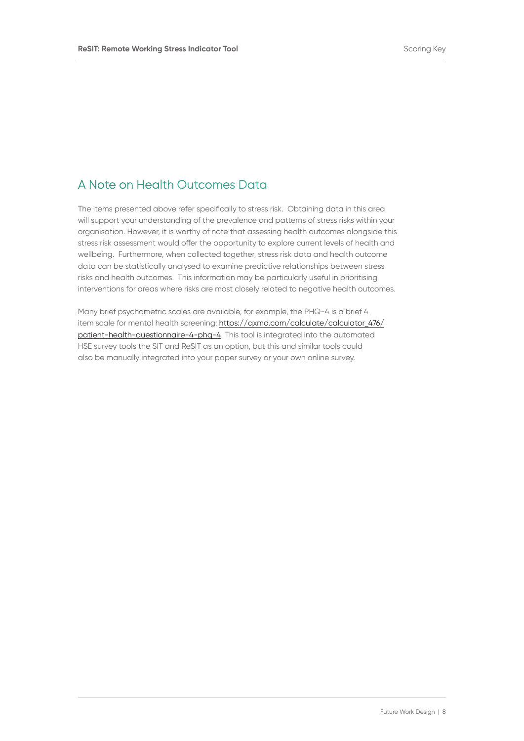## A Note on Health Outcomes Data

The items presented above refer specifically to stress risk. Obtaining data in this area will support your understanding of the prevalence and patterns of stress risks within your organisation. However, it is worthy of note that assessing health outcomes alongside this stress risk assessment would offer the opportunity to explore current levels of health and wellbeing. Furthermore, when collected together, stress risk data and health outcome data can be statistically analysed to examine predictive relationships between stress risks and health outcomes. This information may be particularly useful in prioritising interventions for areas where risks are most closely related to negative health outcomes.

Many brief psychometric scales are available, for example, the PHQ-4 is a brief 4 item scale for mental health screening: https://qxmd.com/calculate/calculator_476/patient-health-questionnaire-4-phq-4. This tool is integrated into the automated HSE survey tools the SIT and ReSIT as an option, but this and similar tools could also be manually integrated into your paper survey or your own online survey.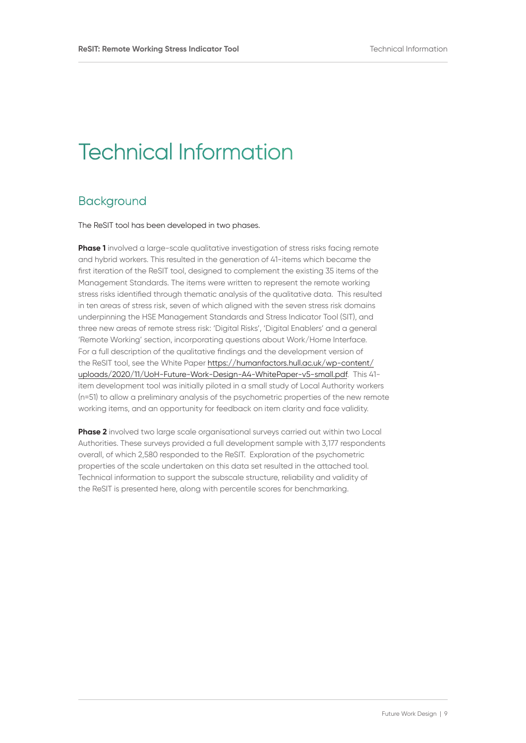# Technical Information

## Background

The ReSIT tool has been developed in two phases.

**Phase 1** involved a large-scale qualitative investigation of stress risks facing remote and hybrid workers. This resulted in the generation of 41-items which became the first iteration of the ReSIT tool, designed to complement the existing 35 items of the Management Standards. The items were written to represent the remote working stress risks identified through thematic analysis of the qualitative data. This resulted in ten areas of stress risk, seven of which aligned with the seven stress risk domains underpinning the HSE Management Standards and Stress Indicator Tool (SIT), and three new areas of remote stress risk: 'Digital Risks', 'Digital Enablers' and a general 'Remote Working' section, incorporating questions about Work/Home Interface. For a full description of the qualitative findings and the development version of the ReSIT tool, see the White Paper https://humanfactors.hull.ac.uk/wp-content/uploads/2020/11/UoH-Future-Work-Design-A4-WhitePaper-v5-small.pdf. This 41-item development tool was initially piloted in a small study of Local Authority workers (n=51) to allow a preliminary analysis of the psychometric properties of the new remote working items, and an opportunity for feedback on item clarity and face validity.

**Phase 2** involved two large scale organisational surveys carried out within two Local Authorities. These surveys provided a full development sample with 3,177 respondents overall, of which 2,580 responded to the ReSIT. Exploration of the psychometric properties of the scale undertaken on this data set resulted in the attached tool. Technical information to support the subscale structure, reliability and validity of the ReSIT is presented here, along with percentile scores for benchmarking.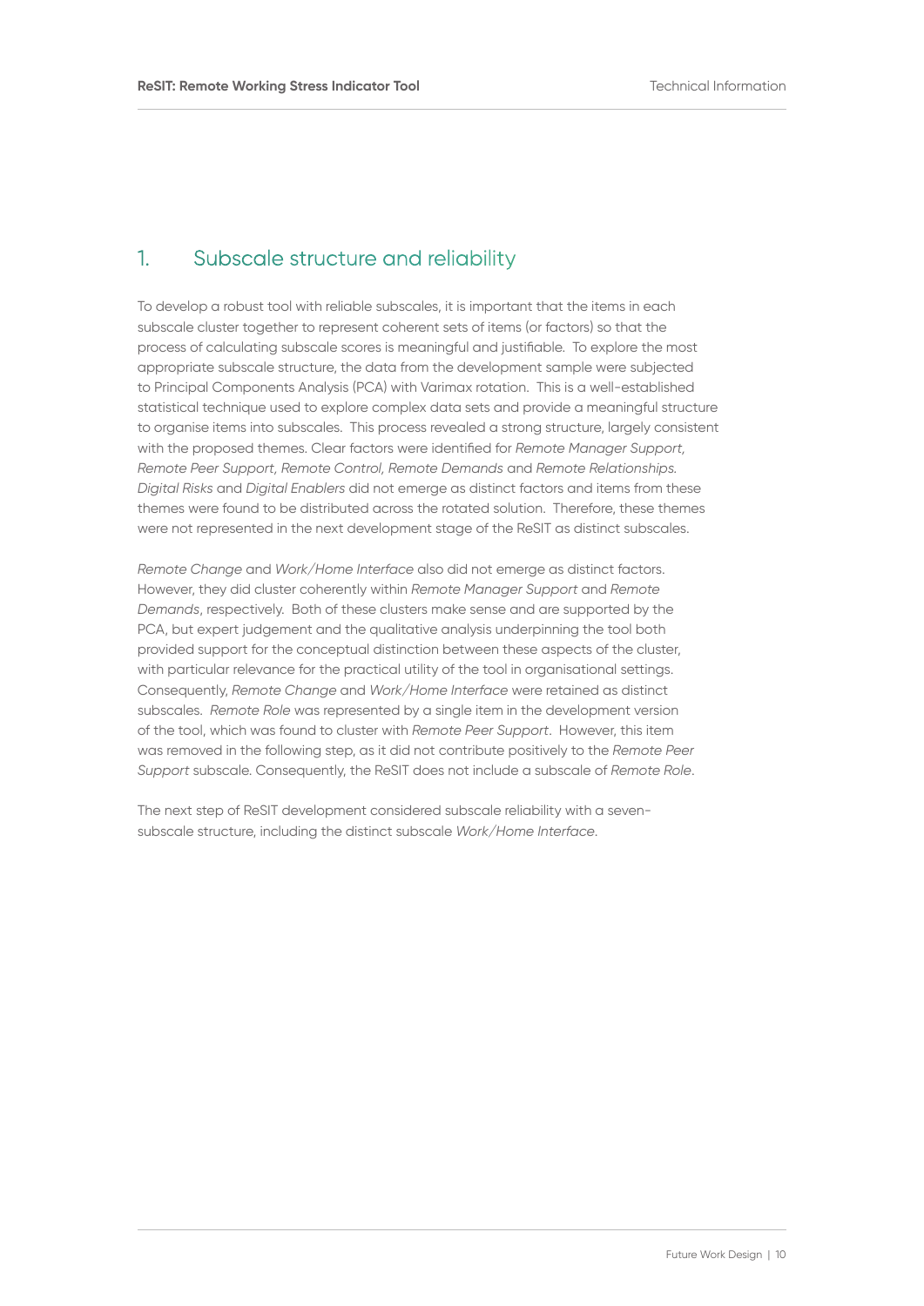## 1. Subscale structure and reliability

To develop a robust tool with reliable subscales, it is important that the items in each subscale cluster together to represent coherent sets of items (or factors) so that the process of calculating subscale scores is meaningful and justifiable. To explore the most appropriate subscale structure, the data from the development sample were subjected to Principal Components Analysis (PCA) with Varimax rotation. This is a well-established statistical technique used to explore complex data sets and provide a meaningful structure to organise items into subscales. This process revealed a strong structure, largely consistent with the proposed themes. Clear factors were identified for *Remote Manager Support, Remote Peer Support, Remote Control, Remote Demands* and *Remote Relationships. Digital Risks* and *Digital Enablers* did not emerge as distinct factors and items from these themes were found to be distributed across the rotated solution. Therefore, these themes were not represented in the next development stage of the ReSIT as distinct subscales.

*Remote Change* and *Work/Home Interface* also did not emerge as distinct factors. However, they did cluster coherently within *Remote Manager Support* and *Remote Demands*, respectively. Both of these clusters make sense and are supported by the PCA, but expert judgement and the qualitative analysis underpinning the tool both provided support for the conceptual distinction between these aspects of the cluster, with particular relevance for the practical utility of the tool in organisational settings. Consequently, *Remote Change* and *Work/Home Interface* were retained as distinct subscales. *Remote Role* was represented by a single item in the development version of the tool, which was found to cluster with *Remote Peer Support*. However, this item was removed in the following step, as it did not contribute positively to the *Remote Peer Support* subscale. Consequently, the ReSIT does not include a subscale of *Remote Role*.

The next step of ReSIT development considered subscale reliability with a seven-subscale structure, including the distinct subscale *Work/Home Interface*.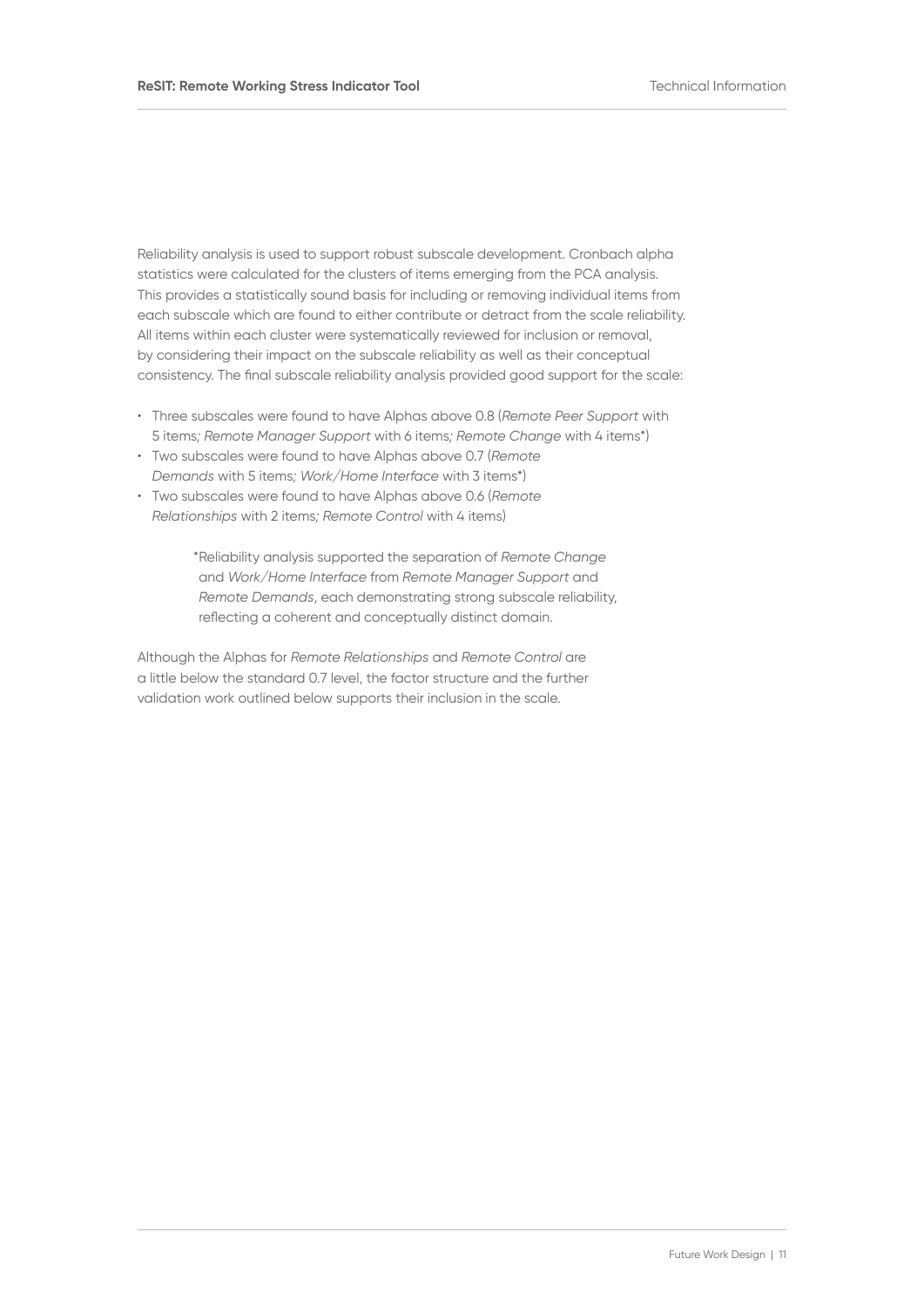Reliability analysis is used to support robust subscale development. Cronbach alpha statistics were calculated for the clusters of items emerging from the PCA analysis. This provides a statistically sound basis for including or removing individual items from each subscale which are found to either contribute or detract from the scale reliability. All items within each cluster were systematically reviewed for inclusion or removal, by considering their impact on the subscale reliability as well as their conceptual consistency. The final subscale reliability analysis provided good support for the scale:

- Three subscales were found to have Alphas above 0.8 (*Remote Peer Support* with 5 items*; Remote Manager Support* with 6 items*; Remote Change* with 4 items*)
- Two subscales were found to have Alphas above 0.7 (*Remote Demands* with 5 items*; Work/Home Interface* with 3 items*)
- Two subscales were found to have Alphas above 0.6 (*Remote Relationships* with 2 items*; Remote Control* with 4 items)

> *Reliability analysis supported the separation of *Remote Change* and *Work/Home Interface* from *Remote Manager Support* and *Remote Demands*, each demonstrating strong subscale reliability, reflecting a coherent and conceptually distinct domain.

Although the Alphas for *Remote Relationships* and *Remote Control* are a little below the standard 0.7 level, the factor structure and the further validation work outlined below supports their inclusion in the scale.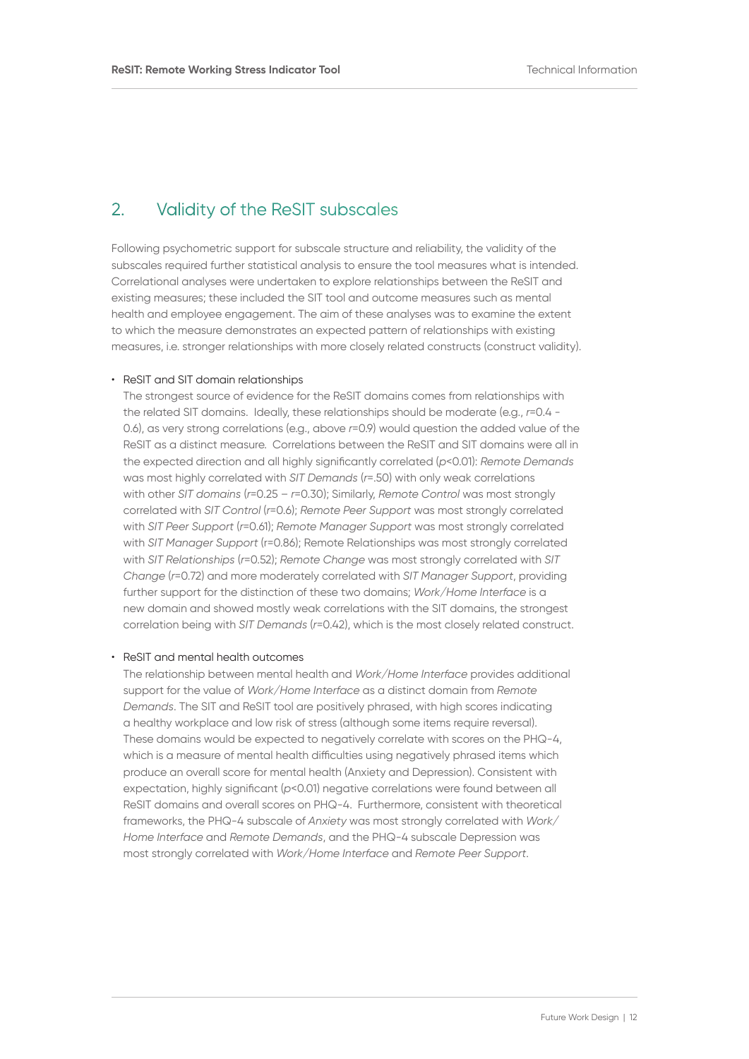## 2. Validity of the ReSIT subscales

Following psychometric support for subscale structure and reliability, the validity of the subscales required further statistical analysis to ensure the tool measures what is intended. Correlational analyses were undertaken to explore relationships between the ReSIT and existing measures; these included the SIT tool and outcome measures such as mental health and employee engagement. The aim of these analyses was to examine the extent to which the measure demonstrates an expected pattern of relationships with existing measures, i.e. stronger relationships with more closely related constructs (construct validity).

- ReSIT and SIT domain relationships
  The strongest source of evidence for the ReSIT domains comes from relationships with the related SIT domains. Ideally, these relationships should be moderate (e.g., $r$=0.4 - 0.6), as very strong correlations (e.g., above $r$=0.9) would question the added value of the ReSIT as a distinct measure. Correlations between the ReSIT and SIT domains were all in the expected direction and all highly significantly correlated ($p$<0.01): *Remote Demands* was most highly correlated with *SIT Demands* ($r$=.50) with only weak correlations with other *SIT domains* ($r$=0.25 – $r$=0.30); Similarly, *Remote Control* was most strongly correlated with *SIT Control* ($r$=0.6); *Remote Peer Support* was most strongly correlated with *SIT Peer Support* ($r$=0.61); *Remote Manager Support* was most strongly correlated with *SIT Manager Support* (r=0.86); Remote Relationships was most strongly correlated with *SIT Relationships* ($r$=0.52); *Remote Change* was most strongly correlated with *SIT Change* ($r$=0.72) and more moderately correlated with *SIT Manager Support*, providing further support for the distinction of these two domains; *Work/Home Interface* is a new domain and showed mostly weak correlations with the SIT domains, the strongest correlation being with *SIT Demands* ($r$=0.42), which is the most closely related construct.

- ReSIT and mental health outcomes
  The relationship between mental health and *Work/Home Interface* provides additional support for the value of *Work/Home Interface* as a distinct domain from *Remote Demands*. The SIT and ReSIT tool are positively phrased, with high scores indicating a healthy workplace and low risk of stress (although some items require reversal). These domains would be expected to negatively correlate with scores on the PHQ-4, which is a measure of mental health difficulties using negatively phrased items which produce an overall score for mental health (Anxiety and Depression). Consistent with expectation, highly significant ($p$<0.01) negative correlations were found between all ReSIT domains and overall scores on PHQ-4. Furthermore, consistent with theoretical frameworks, the PHQ-4 subscale of *Anxiety* was most strongly correlated with *Work/Home Interface* and *Remote Demands*, and the PHQ-4 subscale Depression was most strongly correlated with *Work/Home Interface* and *Remote Peer Support*.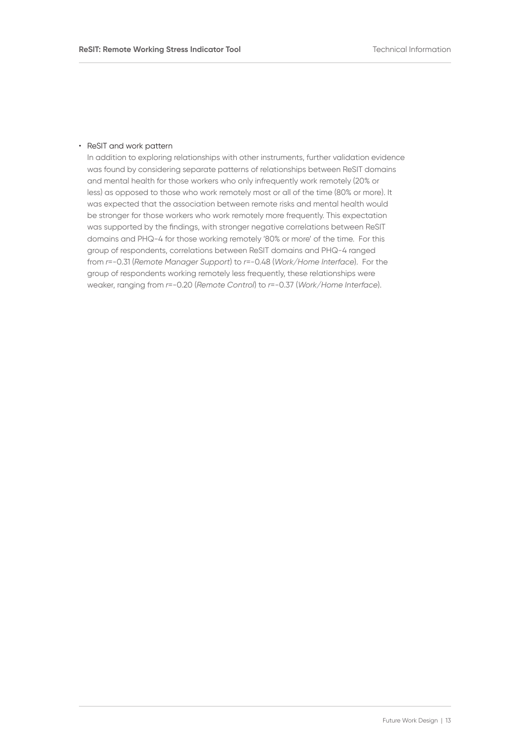- ReSIT and work pattern

  In addition to exploring relationships with other instruments, further validation evidence was found by considering separate patterns of relationships between ReSIT domains and mental health for those workers who only infrequently work remotely (20% or less) as opposed to those who work remotely most or all of the time (80% or more). It was expected that the association between remote risks and mental health would be stronger for those workers who work remotely more frequently. This expectation was supported by the findings, with stronger negative correlations between ReSIT domains and PHQ-4 for those working remotely '80% or more' of the time. For this group of respondents, correlations between ReSIT domains and PHQ-4 ranged from $r=-0.31$ (*Remote Manager Support*) to $r=-0.48$ (*Work/Home Interface*). For the group of respondents working remotely less frequently, these relationships were weaker, ranging from $r=-0.20$ (*Remote Control*) to $r=-0.37$ (*Work/Home Interface*).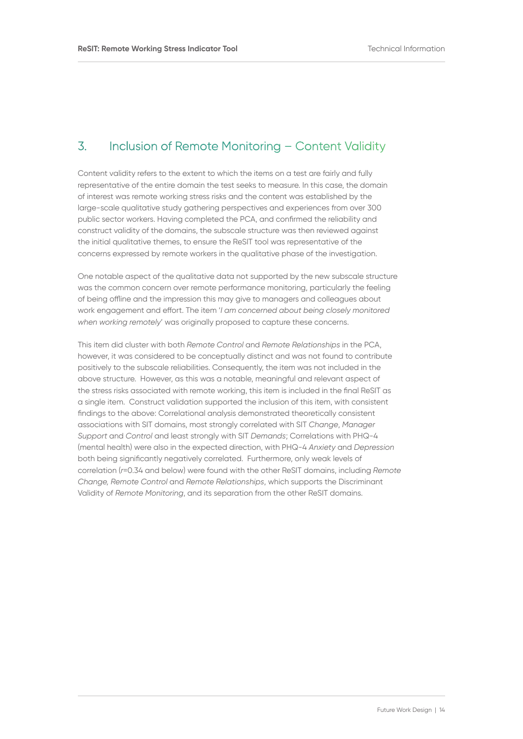## 3. Inclusion of Remote Monitoring – Content Validity

Content validity refers to the extent to which the items on a test are fairly and fully representative of the entire domain the test seeks to measure. In this case, the domain of interest was remote working stress risks and the content was established by the large-scale qualitative study gathering perspectives and experiences from over 300 public sector workers. Having completed the PCA, and confirmed the reliability and construct validity of the domains, the subscale structure was then reviewed against the initial qualitative themes, to ensure the ReSIT tool was representative of the concerns expressed by remote workers in the qualitative phase of the investigation.

One notable aspect of the qualitative data not supported by the new subscale structure was the common concern over remote performance monitoring, particularly the feeling of being offline and the impression this may give to managers and colleagues about work engagement and effort. The item '*I am concerned about being closely monitored when working remotely*' was originally proposed to capture these concerns.

This item did cluster with both *Remote Control* and *Remote Relationships* in the PCA, however, it was considered to be conceptually distinct and was not found to contribute positively to the subscale reliabilities. Consequently, the item was not included in the above structure. However, as this was a notable, meaningful and relevant aspect of the stress risks associated with remote working, this item is included in the final ReSIT as a single item. Construct validation supported the inclusion of this item, with consistent findings to the above: Correlational analysis demonstrated theoretically consistent associations with SIT domains, most strongly correlated with SIT *Change*, *Manager Support* and *Control* and least strongly with SIT *Demands*; Correlations with PHQ-4 (mental health) were also in the expected direction, with PHQ-4 *Anxiety* and *Depression* both being significantly negatively correlated. Furthermore, only weak levels of correlation ($r$=0.34 and below) were found with the other ReSIT domains, including *Remote Change, Remote Control* and *Remote Relationships*, which supports the Discriminant Validity of *Remote Monitoring*, and its separation from the other ReSIT domains.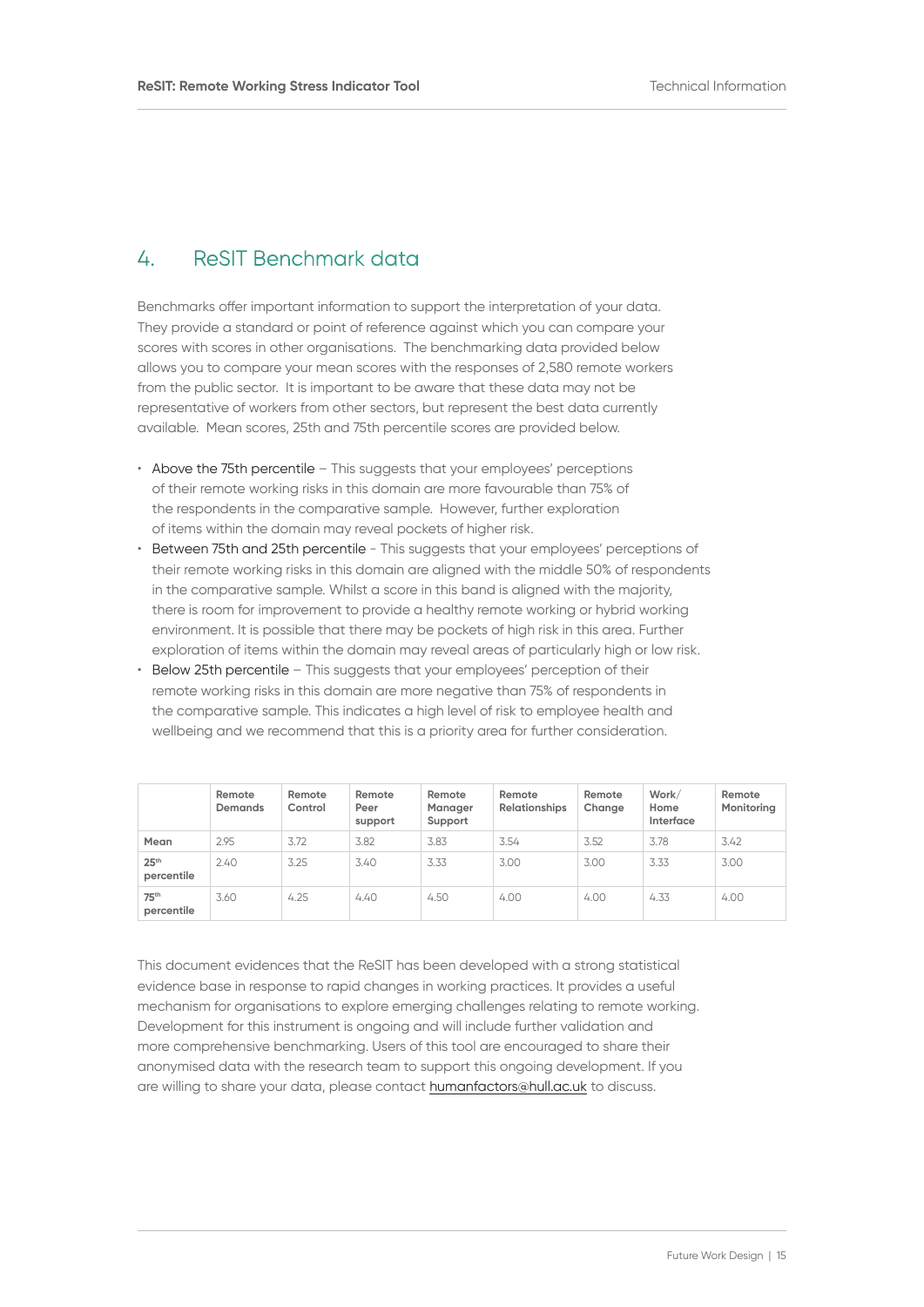## 4. ReSIT Benchmark data

Benchmarks offer important information to support the interpretation of your data. They provide a standard or point of reference against which you can compare your scores with scores in other organisations. The benchmarking data provided below allows you to compare your mean scores with the responses of 2,580 remote workers from the public sector. It is important to be aware that these data may not be representative of workers from other sectors, but represent the best data currently available. Mean scores, 25th and 75th percentile scores are provided below.

- Above the 75th percentile – This suggests that your employees' perceptions of their remote working risks in this domain are more favourable than 75% of the respondents in the comparative sample. However, further exploration of items within the domain may reveal pockets of higher risk.
- Between 75th and 25th percentile - This suggests that your employees' perceptions of their remote working risks in this domain are aligned with the middle 50% of respondents in the comparative sample. Whilst a score in this band is aligned with the majority, there is room for improvement to provide a healthy remote working or hybrid working environment. It is possible that there may be pockets of high risk in this area. Further exploration of items within the domain may reveal areas of particularly high or low risk.
- Below 25th percentile – This suggests that your employees' perception of their remote working risks in this domain are more negative than 75% of respondents in the comparative sample. This indicates a high level of risk to employee health and wellbeing and we recommend that this is a priority area for further consideration.

| | Remote Demands | Remote Control | Remote Peer support | Remote Manager Support | Remote Relationships | Remote Change | Work/ Home Interface | Remote Monitoring |
|---|---|---|---|---|---|---|---|---|
| **Mean** | 2.95 | 3.72 | 3.82 | 3.83 | 3.54 | 3.52 | 3.78 | 3.42 |
| **25th percentile** | 2.40 | 3.25 | 3.40 | 3.33 | 3.00 | 3.00 | 3.33 | 3.00 |
| **75th percentile** | 3.60 | 4.25 | 4.40 | 4.50 | 4.00 | 4.00 | 4.33 | 4.00 |

This document evidences that the ReSIT has been developed with a strong statistical evidence base in response to rapid changes in working practices. It provides a useful mechanism for organisations to explore emerging challenges relating to remote working. Development for this instrument is ongoing and will include further validation and more comprehensive benchmarking. Users of this tool are encouraged to share their anonymised data with the research team to support this ongoing development. If you are willing to share your data, please contact humanfactors@hull.ac.uk to discuss.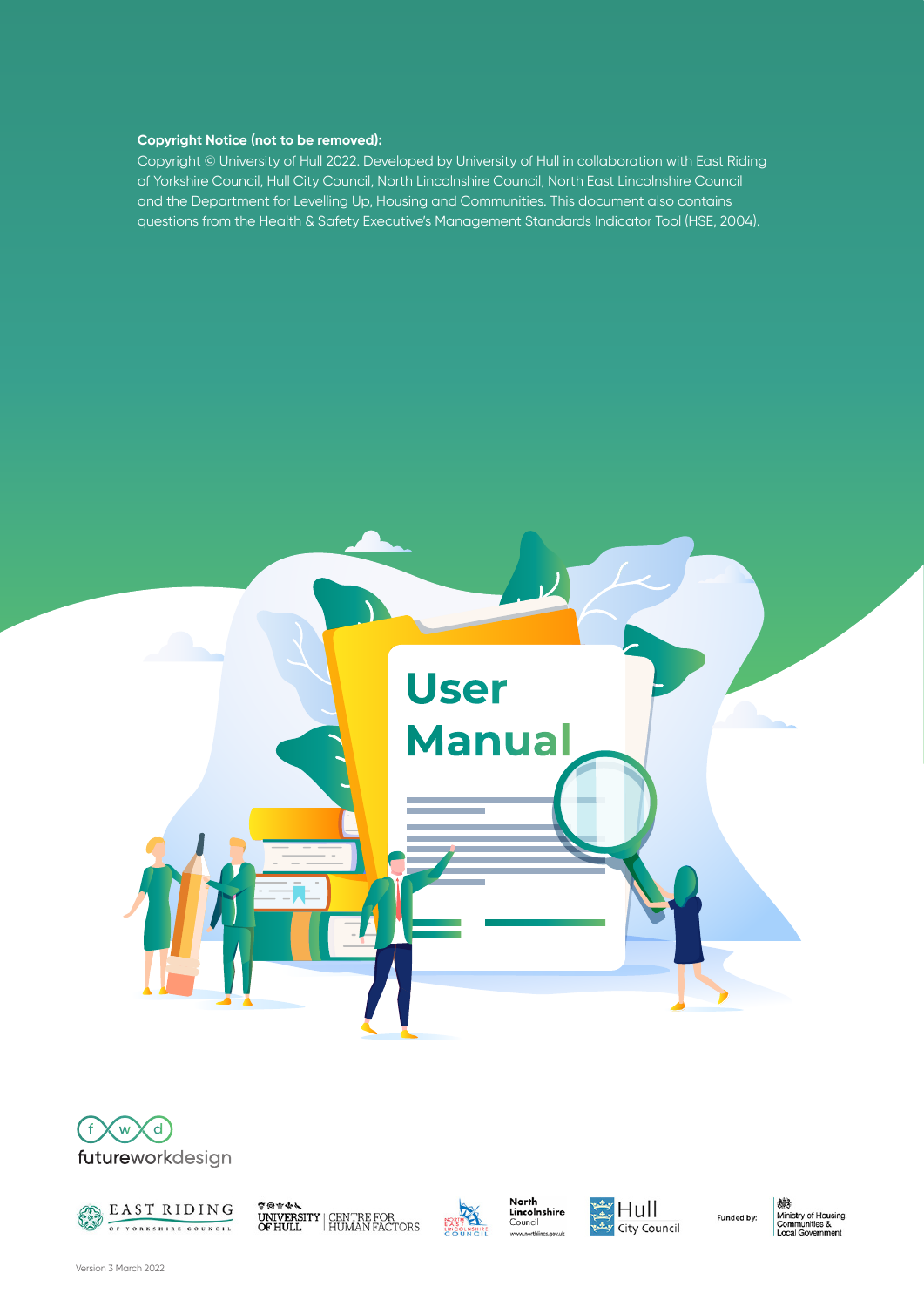**Copyright Notice (not to be removed):**

Copyright © University of Hull 2022. Developed by University of Hull in collaboration with East Riding of Yorkshire Council, Hull City Council, North Lincolnshire Council, North East Lincolnshire Council and the Department for Levelling Up, Housing and Communities. This document also contains questions from the Health & Safety Executive's Management Standards Indicator Tool (HSE, 2004).

# User Manual

futureworkdesign

EAST RIDING OF YORKSHIRE COUNCIL

UNIVERSITY OF HULL | CENTRE FOR HUMAN FACTORS

NORTH EAST LINCOLNSHIRE COUNCIL

North Lincolnshire Council www.northlincs.gov.uk

Hull City Council

Funded by: Ministry of Housing, Communities & Local Government

Version 3 March 2022